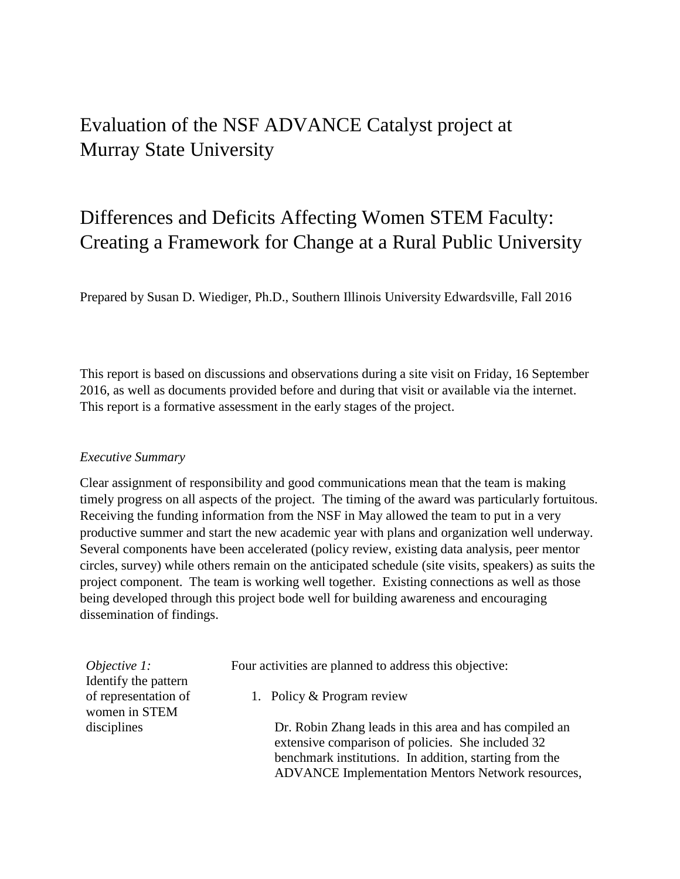# Evaluation of the NSF ADVANCE Catalyst project at Murray State University

## Differences and Deficits Affecting Women STEM Faculty: Creating a Framework for Change at a Rural Public University

Prepared by Susan D. Wiediger, Ph.D., Southern Illinois University Edwardsville, Fall 2016

This report is based on discussions and observations during a site visit on Friday, 16 September 2016, as well as documents provided before and during that visit or available via the internet. This report is a formative assessment in the early stages of the project.

*Executive Summary*

Clear assignment of responsibility and good communications mean that the team is making timely progress on all aspects of the project. The timing of the award was particularly fortuitous. Receiving the funding information from the NSF in May allowed the team to put in a very productive summer and start the new academic year with plans and organization well underway. Several components have been accelerated (policy review, existing data analysis, peer mentor circles, survey) while others remain on the anticipated schedule (site visits, speakers) as suits the project component. The team is working well together. Existing connections as well as those being developed through this project bode well for building awareness and encouraging dissemination of findings.

*Objective 1:* Identify the pattern of representation of women in STEM disciplines

Four activities are planned to address this objective:

1. Policy & Program review

   Dr. Robin Zhang leads in this area and has compiled an extensive comparison of policies. She included 32 benchmark institutions. In addition, starting from the ADVANCE Implementation Mentors Network resources,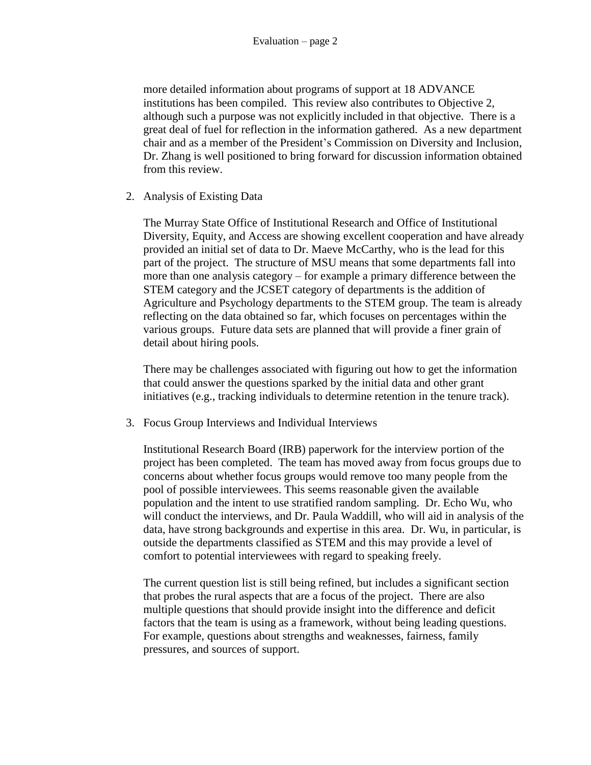more detailed information about programs of support at 18 ADVANCE institutions has been compiled. This review also contributes to Objective 2, although such a purpose was not explicitly included in that objective. There is a great deal of fuel for reflection in the information gathered. As a new department chair and as a member of the President's Commission on Diversity and Inclusion, Dr. Zhang is well positioned to bring forward for discussion information obtained from this review.

2. Analysis of Existing Data

   The Murray State Office of Institutional Research and Office of Institutional Diversity, Equity, and Access are showing excellent cooperation and have already provided an initial set of data to Dr. Maeve McCarthy, who is the lead for this part of the project. The structure of MSU means that some departments fall into more than one analysis category – for example a primary difference between the STEM category and the JCSET category of departments is the addition of Agriculture and Psychology departments to the STEM group. The team is already reflecting on the data obtained so far, which focuses on percentages within the various groups. Future data sets are planned that will provide a finer grain of detail about hiring pools.

   There may be challenges associated with figuring out how to get the information that could answer the questions sparked by the initial data and other grant initiatives (e.g., tracking individuals to determine retention in the tenure track).

3. Focus Group Interviews and Individual Interviews

   Institutional Research Board (IRB) paperwork for the interview portion of the project has been completed. The team has moved away from focus groups due to concerns about whether focus groups would remove too many people from the pool of possible interviewees. This seems reasonable given the available population and the intent to use stratified random sampling. Dr. Echo Wu, who will conduct the interviews, and Dr. Paula Waddill, who will aid in analysis of the data, have strong backgrounds and expertise in this area. Dr. Wu, in particular, is outside the departments classified as STEM and this may provide a level of comfort to potential interviewees with regard to speaking freely.

   The current question list is still being refined, but includes a significant section that probes the rural aspects that are a focus of the project. There are also multiple questions that should provide insight into the difference and deficit factors that the team is using as a framework, without being leading questions. For example, questions about strengths and weaknesses, fairness, family pressures, and sources of support.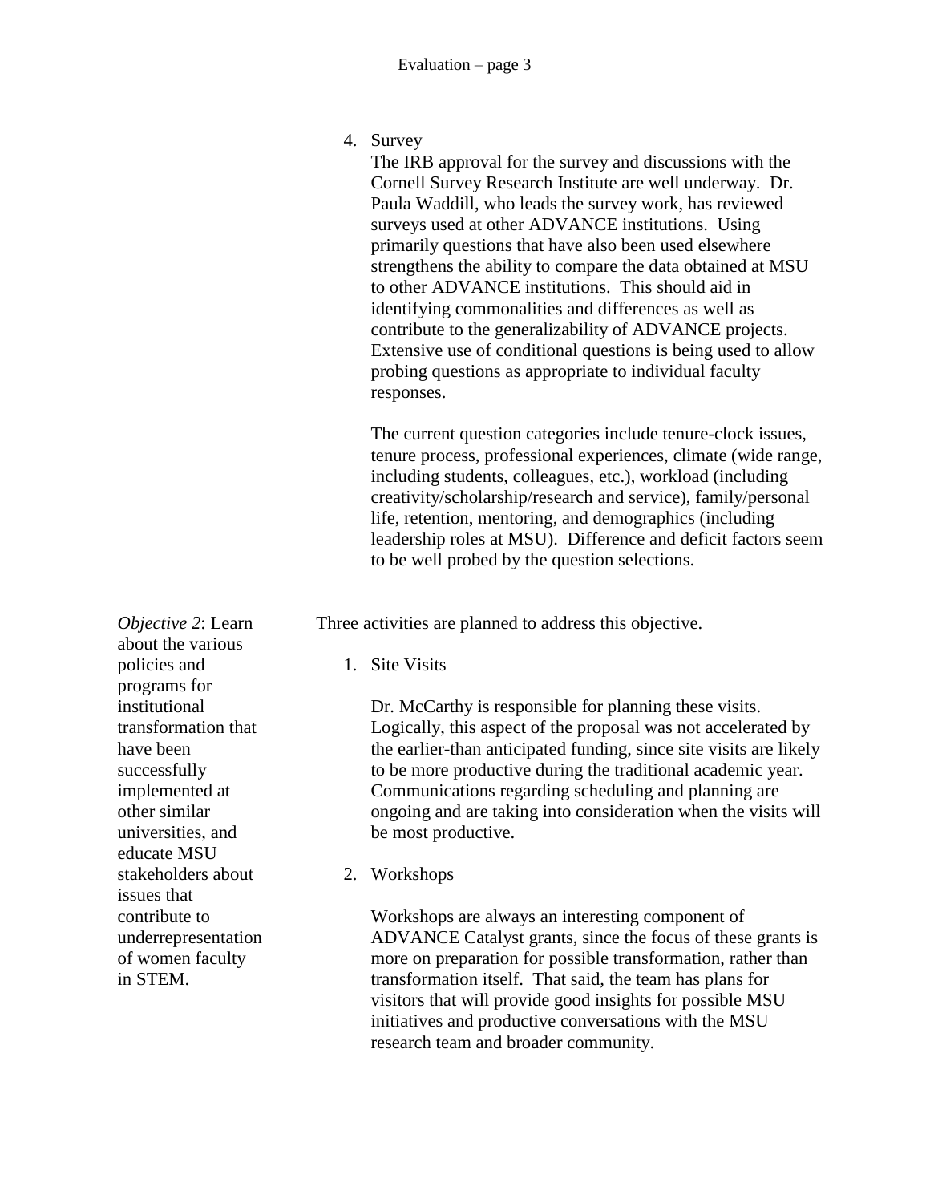4. Survey

   The IRB approval for the survey and discussions with the Cornell Survey Research Institute are well underway. Dr. Paula Waddill, who leads the survey work, has reviewed surveys used at other ADVANCE institutions. Using primarily questions that have also been used elsewhere strengthens the ability to compare the data obtained at MSU to other ADVANCE institutions. This should aid in identifying commonalities and differences as well as contribute to the generalizability of ADVANCE projects. Extensive use of conditional questions is being used to allow probing questions as appropriate to individual faculty responses.

   The current question categories include tenure-clock issues, tenure process, professional experiences, climate (wide range, including students, colleagues, etc.), workload (including creativity/scholarship/research and service), family/personal life, retention, mentoring, and demographics (including leadership roles at MSU). Difference and deficit factors seem to be well probed by the question selections.

*Objective 2*: Learn about the various policies and programs for institutional transformation that have been successfully implemented at other similar universities, and educate MSU stakeholders about issues that contribute to underrepresentation of women faculty in STEM.

Three activities are planned to address this objective.

1. Site Visits

   Dr. McCarthy is responsible for planning these visits. Logically, this aspect of the proposal was not accelerated by the earlier-than anticipated funding, since site visits are likely to be more productive during the traditional academic year. Communications regarding scheduling and planning are ongoing and are taking into consideration when the visits will be most productive.

2. Workshops

   Workshops are always an interesting component of ADVANCE Catalyst grants, since the focus of these grants is more on preparation for possible transformation, rather than transformation itself. That said, the team has plans for visitors that will provide good insights for possible MSU initiatives and productive conversations with the MSU research team and broader community.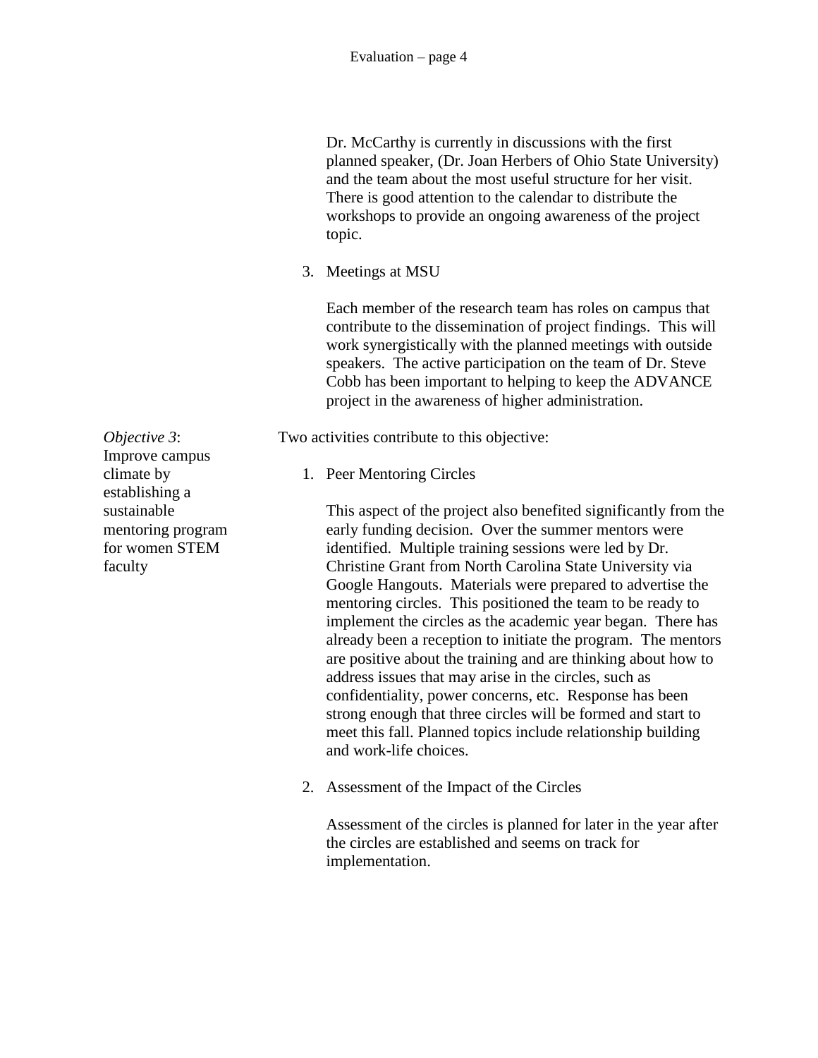Dr. McCarthy is currently in discussions with the first planned speaker, (Dr. Joan Herbers of Ohio State University) and the team about the most useful structure for her visit. There is good attention to the calendar to distribute the workshops to provide an ongoing awareness of the project topic.

3. Meetings at MSU

   Each member of the research team has roles on campus that contribute to the dissemination of project findings. This will work synergistically with the planned meetings with outside speakers. The active participation on the team of Dr. Steve Cobb has been important to helping to keep the ADVANCE project in the awareness of higher administration.

*Objective 3*: Improve campus climate by establishing a sustainable mentoring program for women STEM faculty

Two activities contribute to this objective:

1. Peer Mentoring Circles

   This aspect of the project also benefited significantly from the early funding decision. Over the summer mentors were identified. Multiple training sessions were led by Dr. Christine Grant from North Carolina State University via Google Hangouts. Materials were prepared to advertise the mentoring circles. This positioned the team to be ready to implement the circles as the academic year began. There has already been a reception to initiate the program. The mentors are positive about the training and are thinking about how to address issues that may arise in the circles, such as confidentiality, power concerns, etc. Response has been strong enough that three circles will be formed and start to meet this fall. Planned topics include relationship building and work-life choices.

2. Assessment of the Impact of the Circles

   Assessment of the circles is planned for later in the year after the circles are established and seems on track for implementation.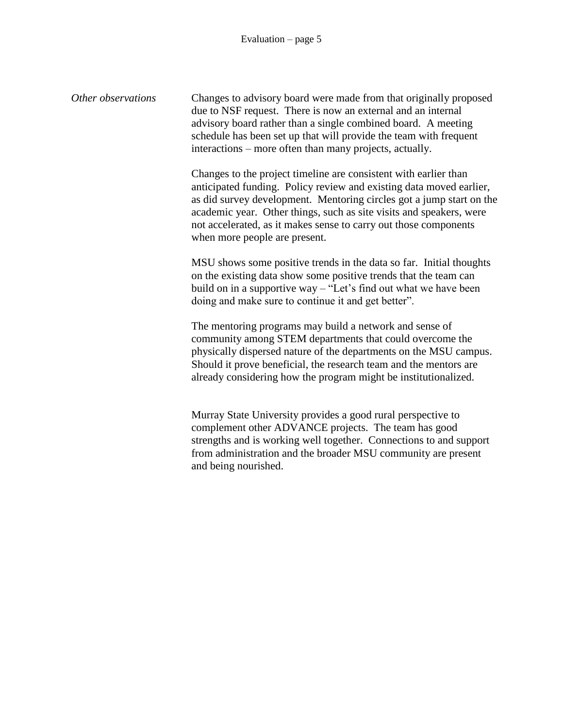*Other observations*

Changes to advisory board were made from that originally proposed due to NSF request. There is now an external and an internal advisory board rather than a single combined board. A meeting schedule has been set up that will provide the team with frequent interactions – more often than many projects, actually.

Changes to the project timeline are consistent with earlier than anticipated funding. Policy review and existing data moved earlier, as did survey development. Mentoring circles got a jump start on the academic year. Other things, such as site visits and speakers, were not accelerated, as it makes sense to carry out those components when more people are present.

MSU shows some positive trends in the data so far. Initial thoughts on the existing data show some positive trends that the team can build on in a supportive way – "Let's find out what we have been doing and make sure to continue it and get better".

The mentoring programs may build a network and sense of community among STEM departments that could overcome the physically dispersed nature of the departments on the MSU campus. Should it prove beneficial, the research team and the mentors are already considering how the program might be institutionalized.

Murray State University provides a good rural perspective to complement other ADVANCE projects. The team has good strengths and is working well together. Connections to and support from administration and the broader MSU community are present and being nourished.